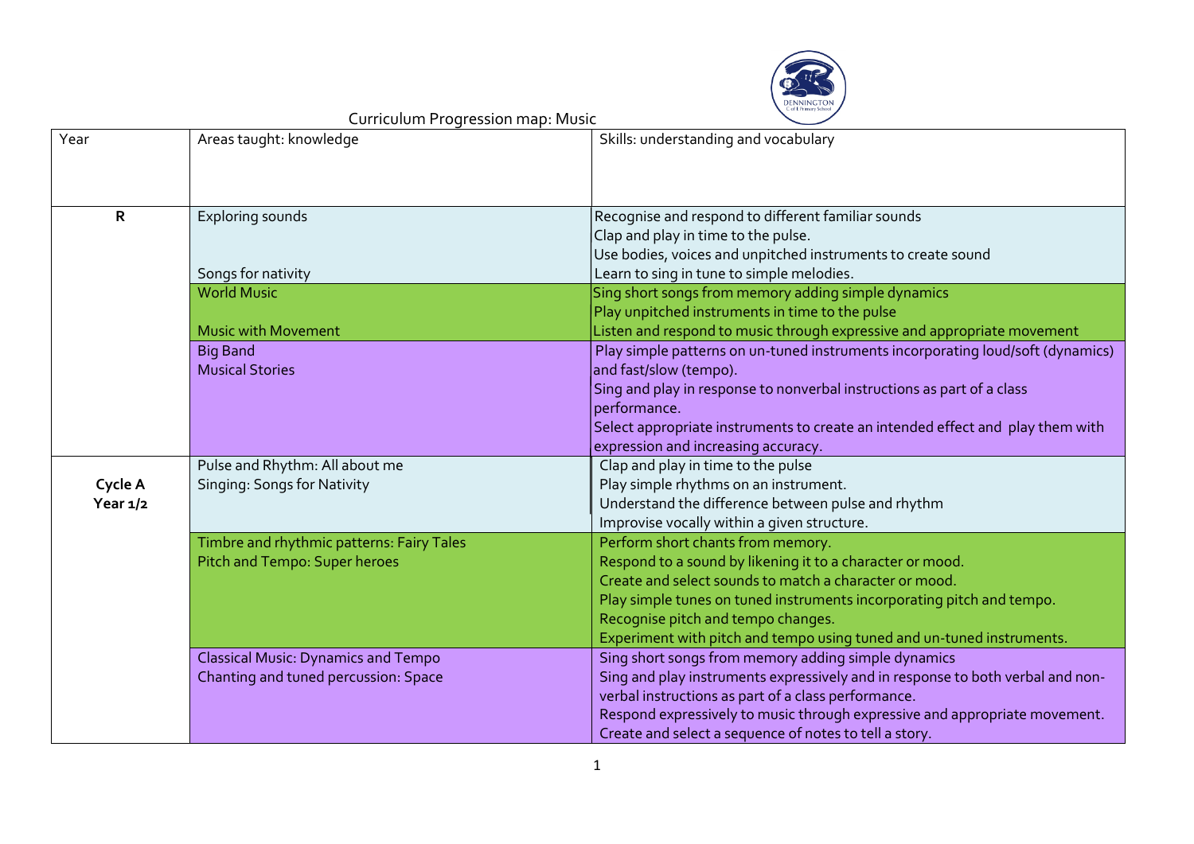# Curriculum Progression map: Music

| Year | Areas taught: knowledge | Skills: understanding and vocabulary |
|---|---|---|
| **R** | Exploring sounds<br><br>Songs for nativity | Recognise and respond to different familiar sounds<br>Clap and play in time to the pulse.<br>Use bodies, voices and unpitched instruments to create sound<br>Learn to sing in tune to simple melodies. |
| | World Music<br><br>Music with Movement | Sing short songs from memory adding simple dynamics<br>Play unpitched instruments in time to the pulse<br>Listen and respond to music through expressive and appropriate movement |
| | Big Band<br>Musical Stories | Play simple patterns on un-tuned instruments incorporating loud/soft (dynamics) and fast/slow (tempo).<br>Sing and play in response to nonverbal instructions as part of a class performance.<br>Select appropriate instruments to create an intended effect and play them with expression and increasing accuracy. |
| **Cycle A Year 1/2** | Pulse and Rhythm: All about me<br>Singing: Songs for Nativity | Clap and play in time to the pulse<br>Play simple rhythms on an instrument.<br>Understand the difference between pulse and rhythm<br>Improvise vocally within a given structure. |
| | Timbre and rhythmic patterns: Fairy Tales<br>Pitch and Tempo: Super heroes | Perform short chants from memory.<br>Respond to a sound by likening it to a character or mood.<br>Create and select sounds to match a character or mood.<br>Play simple tunes on tuned instruments incorporating pitch and tempo.<br>Recognise pitch and tempo changes.<br>Experiment with pitch and tempo using tuned and un-tuned instruments. |
| | Classical Music: Dynamics and Tempo<br>Chanting and tuned percussion: Space | Sing short songs from memory adding simple dynamics<br>Sing and play instruments expressively and in response to both verbal and non-verbal instructions as part of a class performance.<br>Respond expressively to music through expressive and appropriate movement.<br>Create and select a sequence of notes to tell a story. |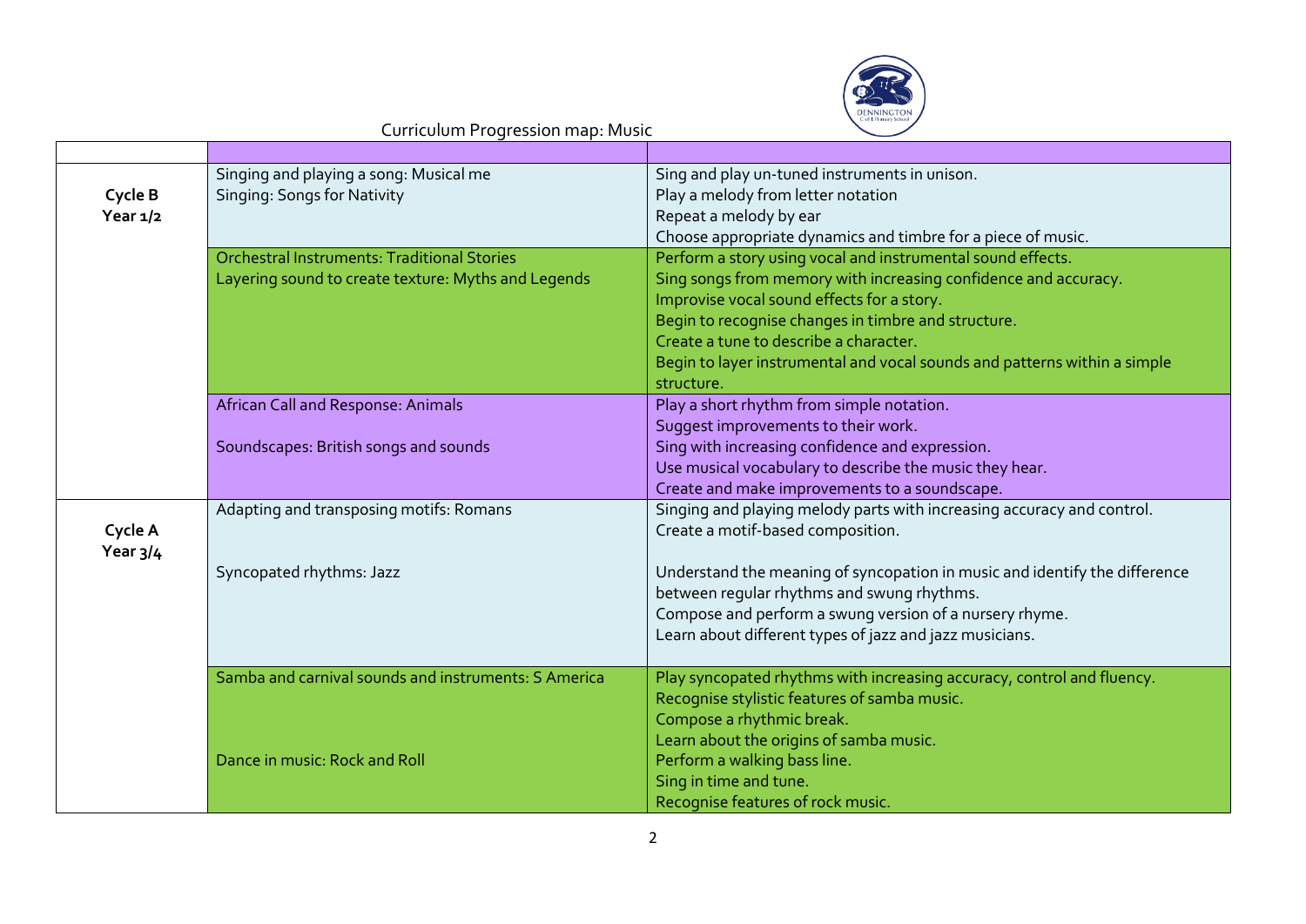Curriculum Progression map: Music

| | | |
|---|---|---|
| **Cycle B Year 1/2** | Singing and playing a song: Musical me<br>Singing: Songs for Nativity | Sing and play un-tuned instruments in unison.<br>Play a melody from letter notation<br>Repeat a melody by ear<br>Choose appropriate dynamics and timbre for a piece of music. |
| | Orchestral Instruments: Traditional Stories<br>Layering sound to create texture: Myths and Legends | Perform a story using vocal and instrumental sound effects.<br>Sing songs from memory with increasing confidence and accuracy.<br>Improvise vocal sound effects for a story.<br>Begin to recognise changes in timbre and structure.<br>Create a tune to describe a character.<br>Begin to layer instrumental and vocal sounds and patterns within a simple structure. |
| | African Call and Response: Animals<br><br>Soundscapes: British songs and sounds | Play a short rhythm from simple notation.<br>Suggest improvements to their work.<br>Sing with increasing confidence and expression.<br>Use musical vocabulary to describe the music they hear.<br>Create and make improvements to a soundscape. |
| **Cycle A Year 3/4** | Adapting and transposing motifs: Romans<br><br>Syncopated rhythms: Jazz | Singing and playing melody parts with increasing accuracy and control.<br>Create a motif-based composition.<br><br>Understand the meaning of syncopation in music and identify the difference between regular rhythms and swung rhythms.<br>Compose and perform a swung version of a nursery rhyme.<br>Learn about different types of jazz and jazz musicians. |
| | Samba and carnival sounds and instruments: S America<br><br>Dance in music: Rock and Roll | Play syncopated rhythms with increasing accuracy, control and fluency.<br>Recognise stylistic features of samba music.<br>Compose a rhythmic break.<br>Learn about the origins of samba music.<br>Perform a walking bass line.<br>Sing in time and tune.<br>Recognise features of rock music. |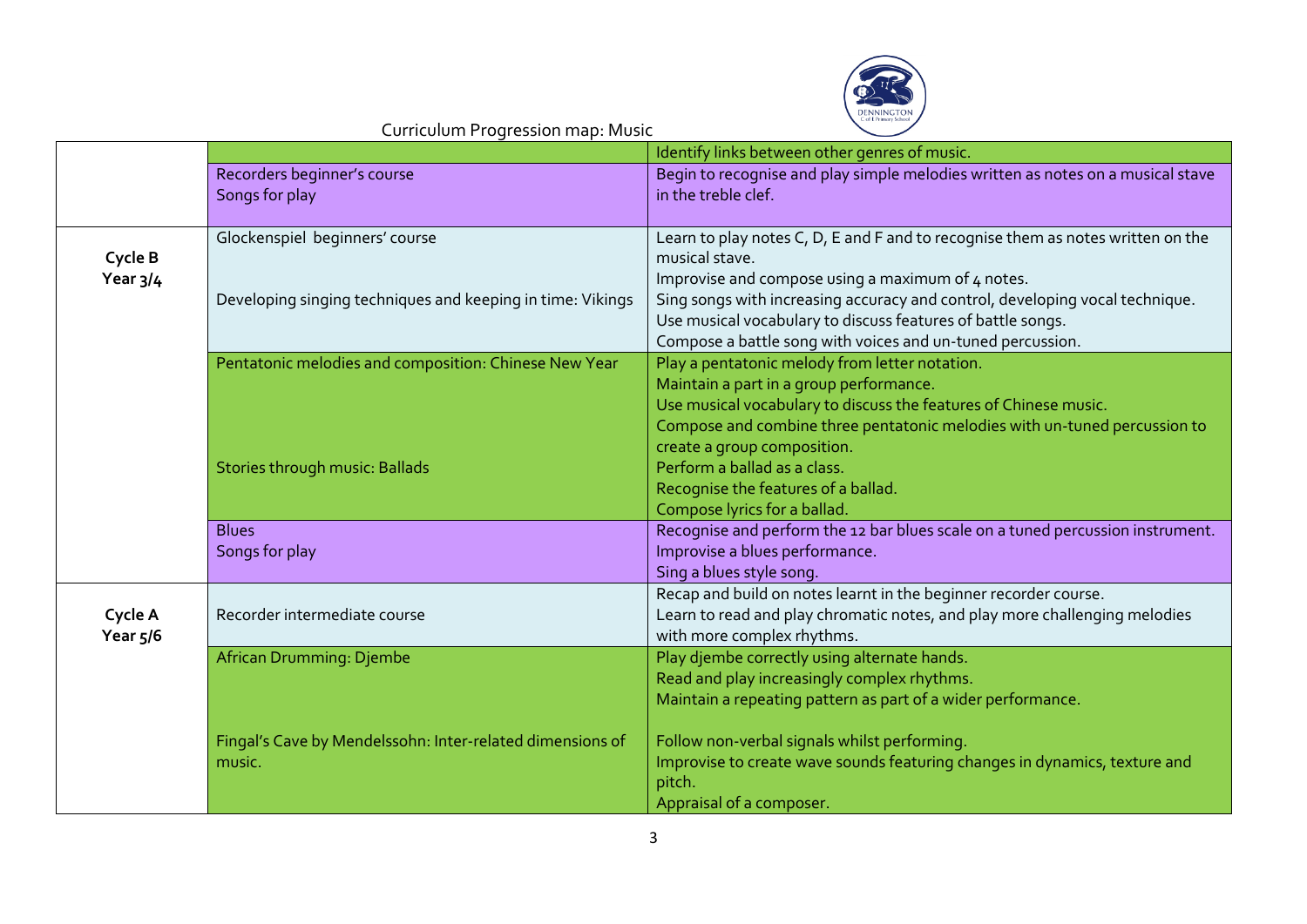Curriculum Progression map: Music

| | | |
|---|---|---|
| | | Identify links between other genres of music. |
| | Recorders beginner's course<br>Songs for play | Begin to recognise and play simple melodies written as notes on a musical stave in the treble clef. |
| **Cycle B**<br>**Year 3/4** | Glockenspiel beginners' course<br><br>Developing singing techniques and keeping in time: Vikings | Learn to play notes C, D, E and F and to recognise them as notes written on the musical stave.<br>Improvise and compose using a maximum of 4 notes.<br>Sing songs with increasing accuracy and control, developing vocal technique.<br>Use musical vocabulary to discuss features of battle songs.<br>Compose a battle song with voices and un-tuned percussion. |
| | Pentatonic melodies and composition: Chinese New Year<br><br>Stories through music: Ballads | Play a pentatonic melody from letter notation.<br>Maintain a part in a group performance.<br>Use musical vocabulary to discuss the features of Chinese music.<br>Compose and combine three pentatonic melodies with un-tuned percussion to create a group composition.<br>Perform a ballad as a class.<br>Recognise the features of a ballad.<br>Compose lyrics for a ballad. |
| | Blues<br>Songs for play | Recognise and perform the 12 bar blues scale on a tuned percussion instrument.<br>Improvise a blues performance.<br>Sing a blues style song. |
| **Cycle A**<br>**Year 5/6** | Recorder intermediate course | Recap and build on notes learnt in the beginner recorder course.<br>Learn to read and play chromatic notes, and play more challenging melodies with more complex rhythms. |
| | African Drumming: Djembe<br><br>Fingal's Cave by Mendelssohn: Inter-related dimensions of music. | Play djembe correctly using alternate hands.<br>Read and play increasingly complex rhythms.<br>Maintain a repeating pattern as part of a wider performance.<br><br>Follow non-verbal signals whilst performing.<br>Improvise to create wave sounds featuring changes in dynamics, texture and pitch.<br>Appraisal of a composer. |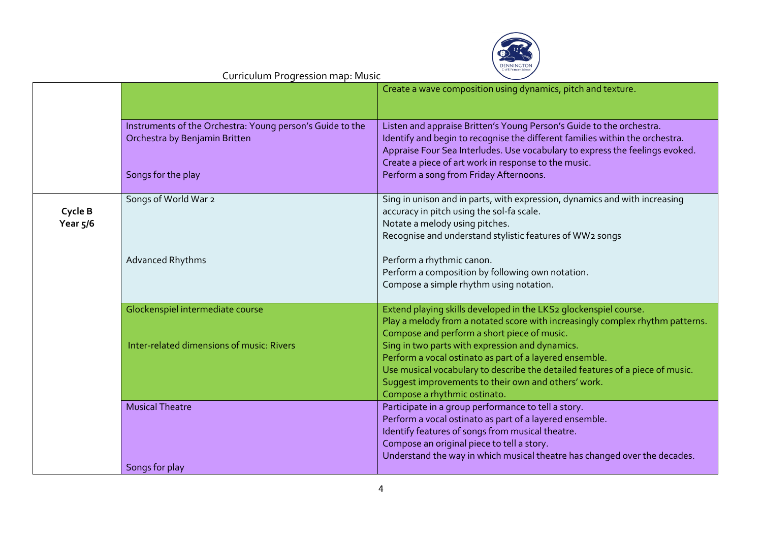Curriculum Progression map: Music

| | | |
|---|---|---|
| | | Create a wave composition using dynamics, pitch and texture. |
| | Instruments of the Orchestra: Young person's Guide to the Orchestra by Benjamin Britten<br><br>Songs for the play | Listen and appraise Britten's Young Person's Guide to the orchestra.<br>Identify and begin to recognise the different families within the orchestra.<br>Appraise Four Sea Interludes. Use vocabulary to express the feelings evoked.<br>Create a piece of art work in response to the music.<br>Perform a song from Friday Afternoons. |
| **Cycle B Year 5/6** | Songs of World War 2<br><br>Advanced Rhythms | Sing in unison and in parts, with expression, dynamics and with increasing accuracy in pitch using the sol-fa scale.<br>Notate a melody using pitches.<br>Recognise and understand stylistic features of WW2 songs<br><br>Perform a rhythmic canon.<br>Perform a composition by following own notation.<br>Compose a simple rhythm using notation. |
| | Glockenspiel intermediate course<br><br>Inter-related dimensions of music: Rivers | Extend playing skills developed in the LKS2 glockenspiel course.<br>Play a melody from a notated score with increasingly complex rhythm patterns.<br>Compose and perform a short piece of music.<br>Sing in two parts with expression and dynamics.<br>Perform a vocal ostinato as part of a layered ensemble.<br>Use musical vocabulary to describe the detailed features of a piece of music.<br>Suggest improvements to their own and others' work.<br>Compose a rhythmic ostinato. |
| | Musical Theatre<br><br>Songs for play | Participate in a group performance to tell a story.<br>Perform a vocal ostinato as part of a layered ensemble.<br>Identify features of songs from musical theatre.<br>Compose an original piece to tell a story.<br>Understand the way in which musical theatre has changed over the decades. |